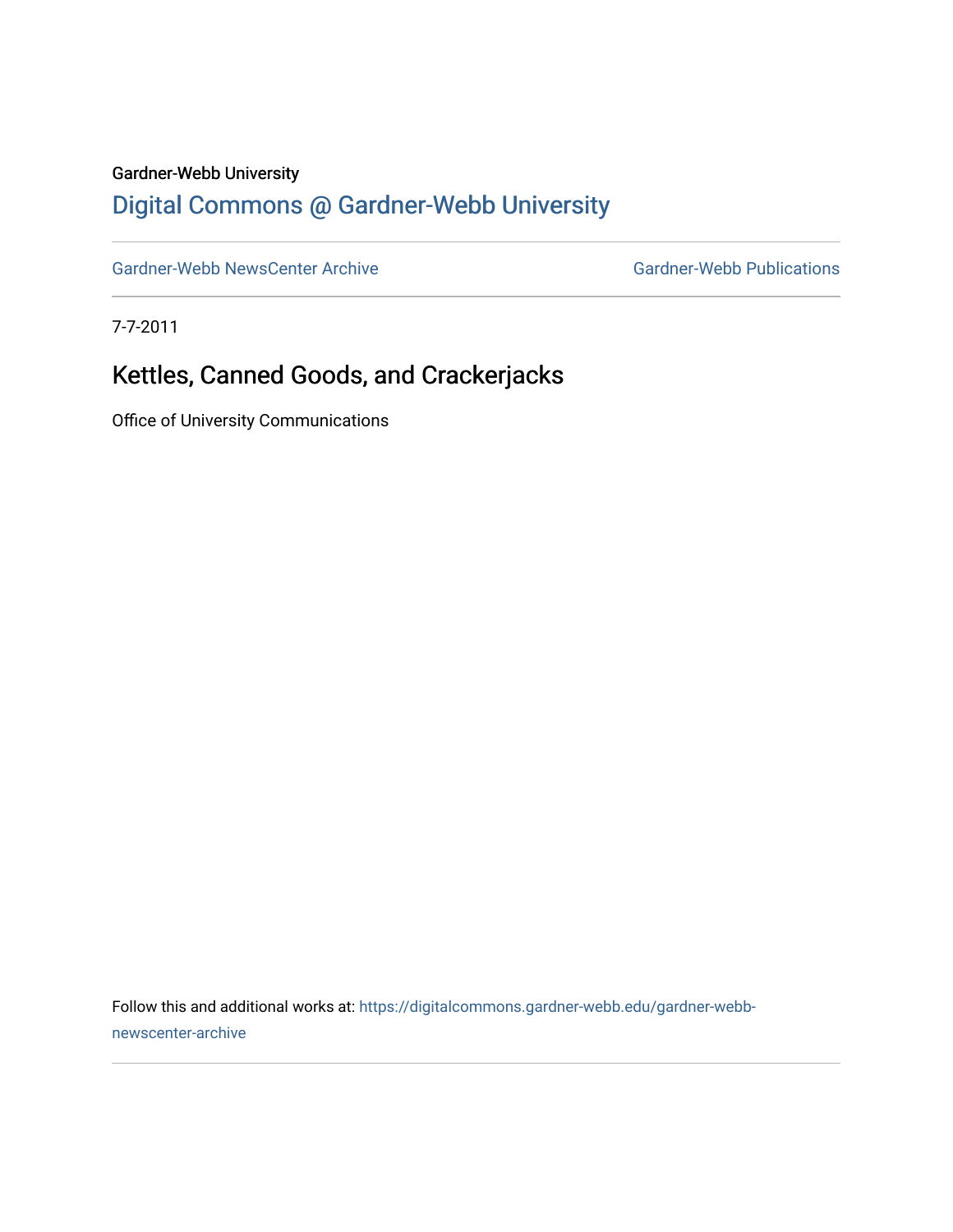Gardner-Webb University

## Digital Commons @ Gardner-Webb University

Gardner-Webb NewsCenter Archive

Gardner-Webb Publications

7-7-2011

# Kettles, Canned Goods, and Crackerjacks

Office of University Communications

Follow this and additional works at: https://digitalcommons.gardner-webb.edu/gardner-webb-newscenter-archive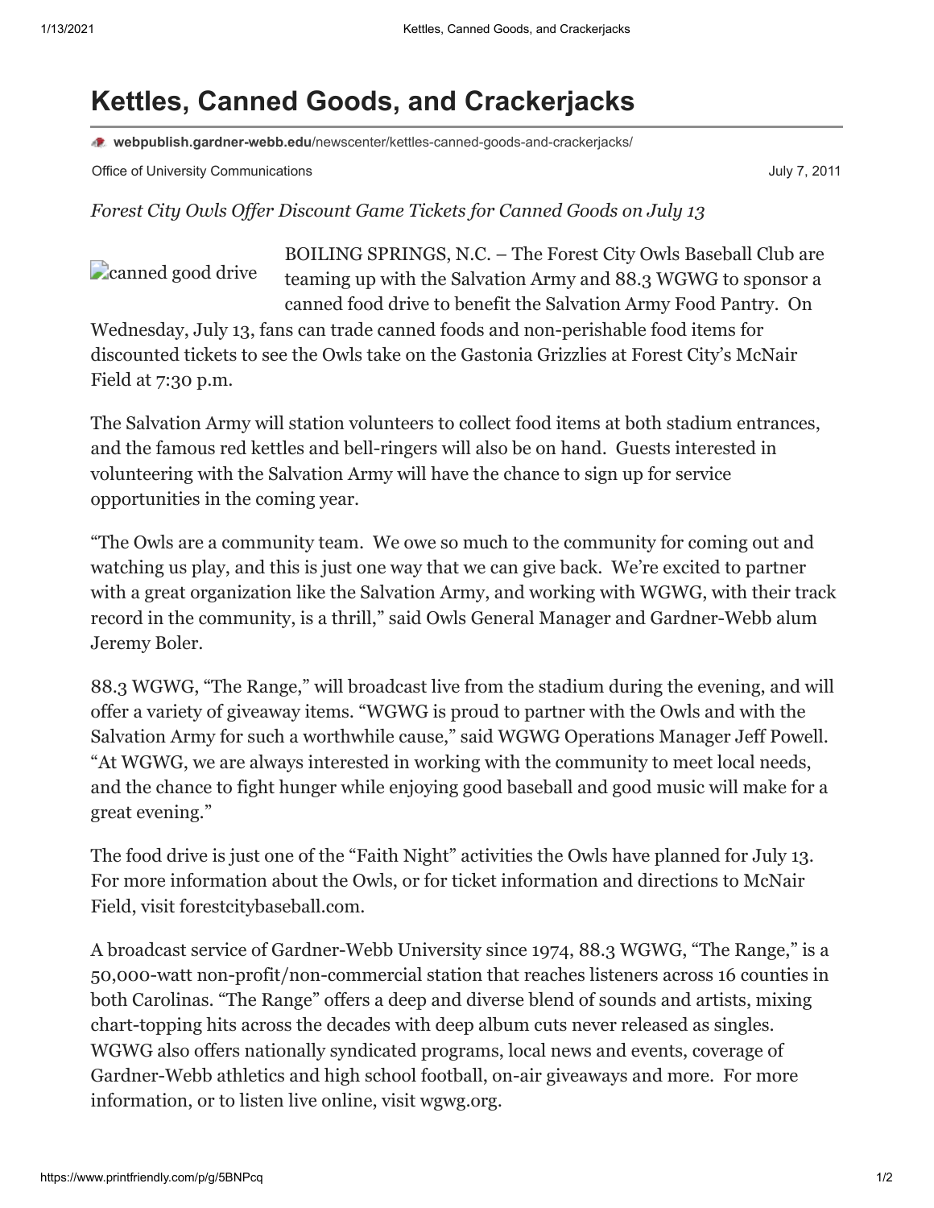# Kettles, Canned Goods, and Crackerjacks

**webpublish.gardner-webb.edu**/newscenter/kettles-canned-goods-and-crackerjacks/

Office of University Communications July 7, 2011

*Forest City Owls Offer Discount Game Tickets for Canned Goods on July 13*

canned good drive

BOILING SPRINGS, N.C. – The Forest City Owls Baseball Club are teaming up with the Salvation Army and 88.3 WGWG to sponsor a canned food drive to benefit the Salvation Army Food Pantry. On Wednesday, July 13, fans can trade canned foods and non-perishable food items for discounted tickets to see the Owls take on the Gastonia Grizzlies at Forest City's McNair Field at 7:30 p.m.

The Salvation Army will station volunteers to collect food items at both stadium entrances, and the famous red kettles and bell-ringers will also be on hand. Guests interested in volunteering with the Salvation Army will have the chance to sign up for service opportunities in the coming year.

"The Owls are a community team. We owe so much to the community for coming out and watching us play, and this is just one way that we can give back. We're excited to partner with a great organization like the Salvation Army, and working with WGWG, with their track record in the community, is a thrill," said Owls General Manager and Gardner-Webb alum Jeremy Boler.

88.3 WGWG, "The Range," will broadcast live from the stadium during the evening, and will offer a variety of giveaway items. "WGWG is proud to partner with the Owls and with the Salvation Army for such a worthwhile cause," said WGWG Operations Manager Jeff Powell. "At WGWG, we are always interested in working with the community to meet local needs, and the chance to fight hunger while enjoying good baseball and good music will make for a great evening."

The food drive is just one of the "Faith Night" activities the Owls have planned for July 13. For more information about the Owls, or for ticket information and directions to McNair Field, visit forestcitybaseball.com.

A broadcast service of Gardner-Webb University since 1974, 88.3 WGWG, "The Range," is a 50,000-watt non-profit/non-commercial station that reaches listeners across 16 counties in both Carolinas. "The Range" offers a deep and diverse blend of sounds and artists, mixing chart-topping hits across the decades with deep album cuts never released as singles. WGWG also offers nationally syndicated programs, local news and events, coverage of Gardner-Webb athletics and high school football, on-air giveaways and more. For more information, or to listen live online, visit wgwg.org.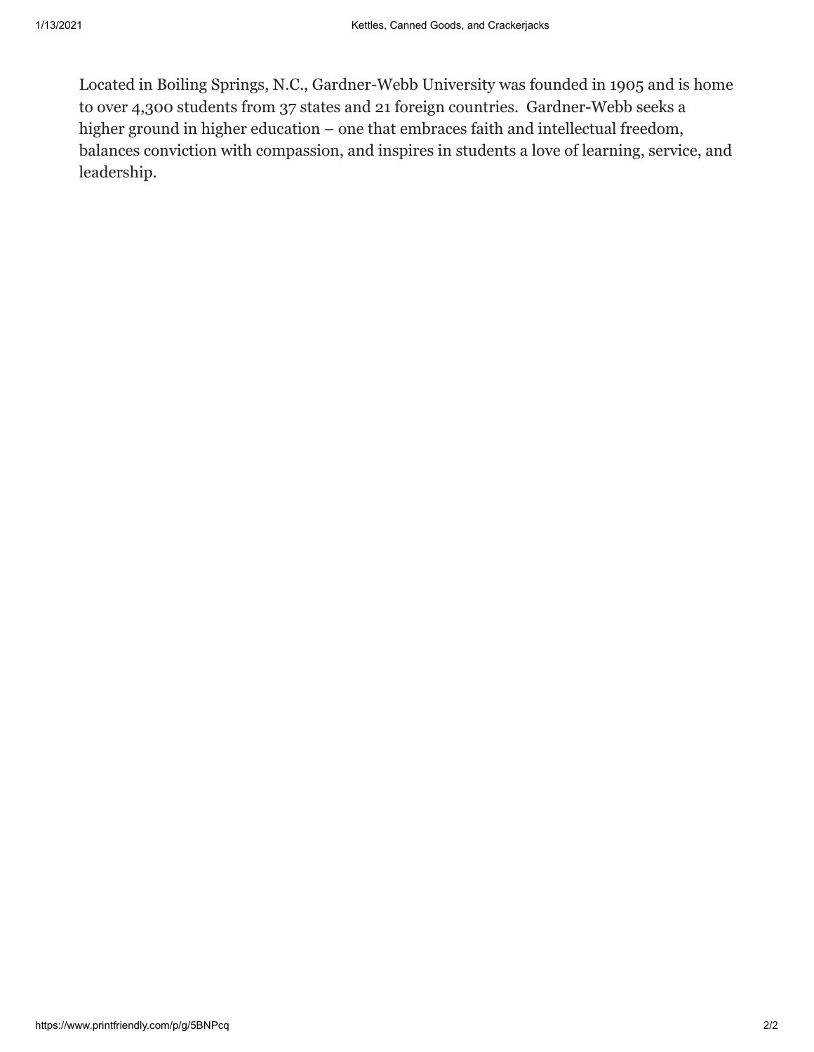Located in Boiling Springs, N.C., Gardner-Webb University was founded in 1905 and is home to over 4,300 students from 37 states and 21 foreign countries.  Gardner-Webb seeks a higher ground in higher education – one that embraces faith and intellectual freedom, balances conviction with compassion, and inspires in students a love of learning, service, and leadership.